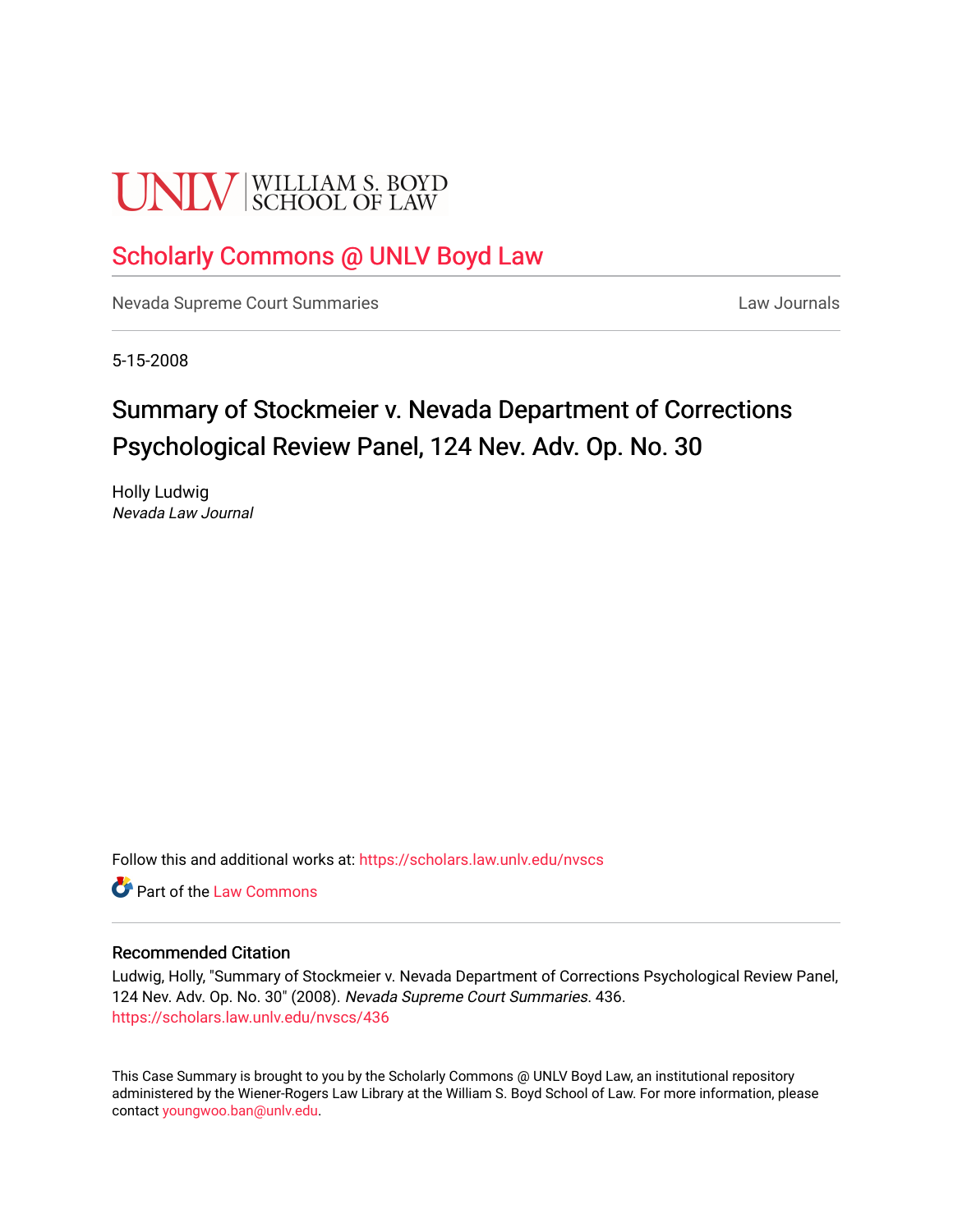UNLV | WILLIAM S. BOYD SCHOOL OF LAW

# Scholarly Commons @ UNLV Boyd Law

Nevada Supreme Court Summaries

Law Journals

5-15-2008

## Summary of Stockmeier v. Nevada Department of Corrections Psychological Review Panel, 124 Nev. Adv. Op. No. 30

Holly Ludwig
*Nevada Law Journal*

Follow this and additional works at: https://scholars.law.unlv.edu/nvscs

Part of the Law Commons

### Recommended Citation

Ludwig, Holly, "Summary of Stockmeier v. Nevada Department of Corrections Psychological Review Panel, 124 Nev. Adv. Op. No. 30" (2008). *Nevada Supreme Court Summaries*. 436.
https://scholars.law.unlv.edu/nvscs/436

This Case Summary is brought to you by the Scholarly Commons @ UNLV Boyd Law, an institutional repository administered by the Wiener-Rogers Law Library at the William S. Boyd School of Law. For more information, please contact youngwoo.ban@unlv.edu.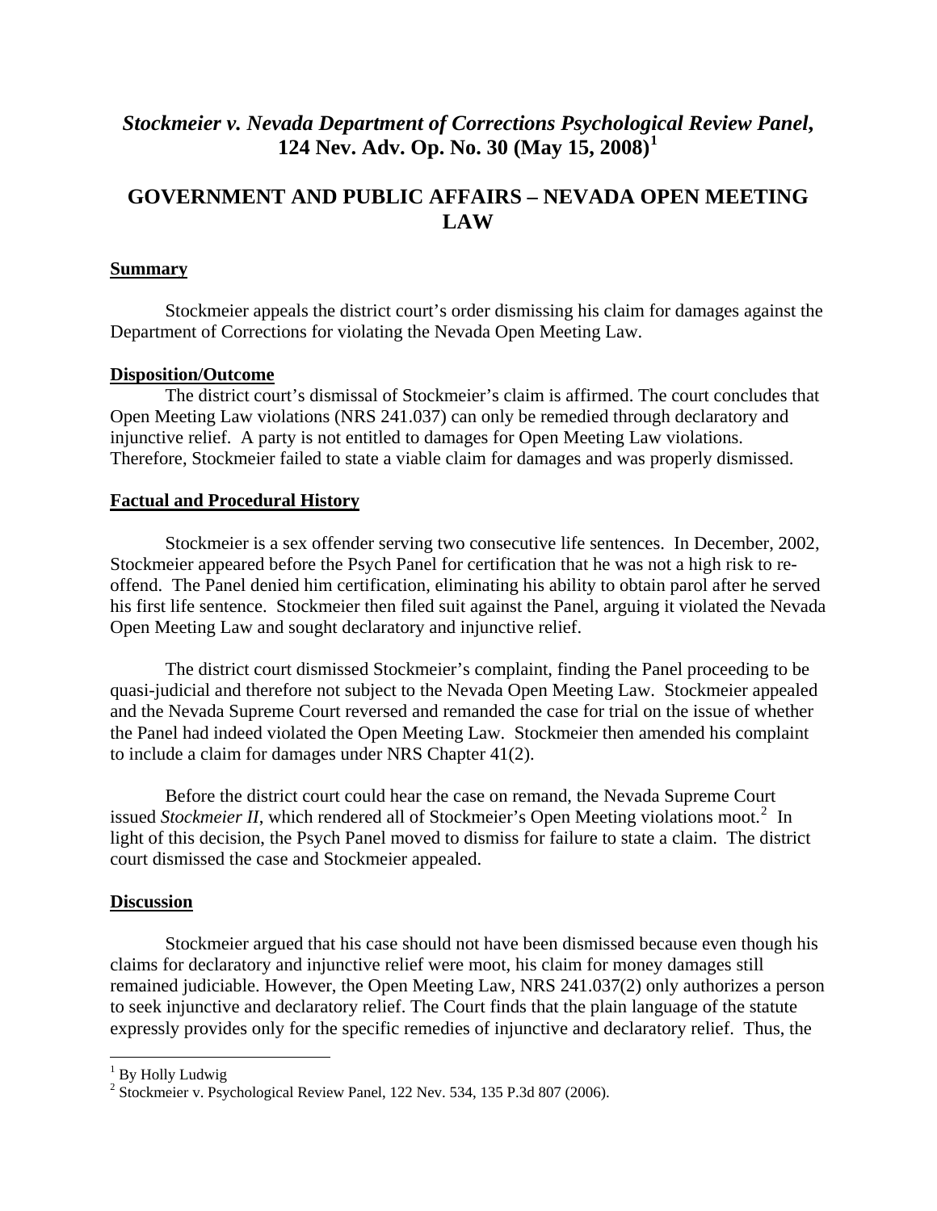# *Stockmeier v. Nevada Department of Corrections Psychological Review Panel*, 124 Nev. Adv. Op. No. 30 (May 15, 2008)[1]

## GOVERNMENT AND PUBLIC AFFAIRS – NEVADA OPEN MEETING LAW

### Summary

Stockmeier appeals the district court's order dismissing his claim for damages against the Department of Corrections for violating the Nevada Open Meeting Law.

### Disposition/Outcome

The district court's dismissal of Stockmeier's claim is affirmed. The court concludes that Open Meeting Law violations (NRS 241.037) can only be remedied through declaratory and injunctive relief. A party is not entitled to damages for Open Meeting Law violations. Therefore, Stockmeier failed to state a viable claim for damages and was properly dismissed.

### Factual and Procedural History

Stockmeier is a sex offender serving two consecutive life sentences. In December, 2002, Stockmeier appeared before the Psych Panel for certification that he was not a high risk to re-offend. The Panel denied him certification, eliminating his ability to obtain parol after he served his first life sentence. Stockmeier then filed suit against the Panel, arguing it violated the Nevada Open Meeting Law and sought declaratory and injunctive relief.

The district court dismissed Stockmeier's complaint, finding the Panel proceeding to be quasi-judicial and therefore not subject to the Nevada Open Meeting Law. Stockmeier appealed and the Nevada Supreme Court reversed and remanded the case for trial on the issue of whether the Panel had indeed violated the Open Meeting Law. Stockmeier then amended his complaint to include a claim for damages under NRS Chapter 41(2).

Before the district court could hear the case on remand, the Nevada Supreme Court issued *Stockmeier II*, which rendered all of Stockmeier's Open Meeting violations moot.[2] In light of this decision, the Psych Panel moved to dismiss for failure to state a claim. The district court dismissed the case and Stockmeier appealed.

### Discussion

Stockmeier argued that his case should not have been dismissed because even though his claims for declaratory and injunctive relief were moot, his claim for money damages still remained judiciable. However, the Open Meeting Law, NRS 241.037(2) only authorizes a person to seek injunctive and declaratory relief. The Court finds that the plain language of the statute expressly provides only for the specific remedies of injunctive and declaratory relief. Thus, the

---

[1] By Holly Ludwig

[2] Stockmeier v. Psychological Review Panel, 122 Nev. 534, 135 P.3d 807 (2006).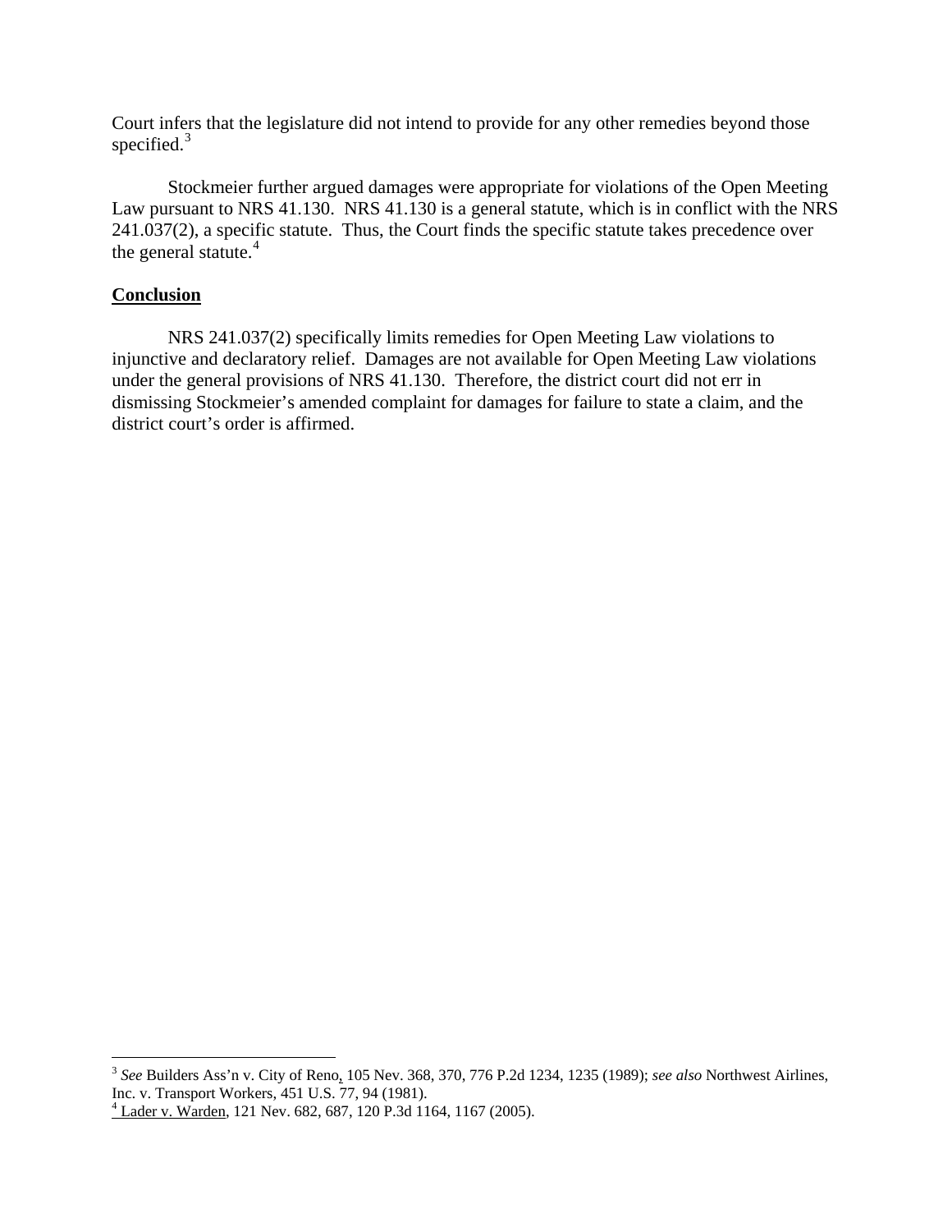Court infers that the legislature did not intend to provide for any other remedies beyond those specified.[3]

Stockmeier further argued damages were appropriate for violations of the Open Meeting Law pursuant to NRS 41.130. NRS 41.130 is a general statute, which is in conflict with the NRS 241.037(2), a specific statute. Thus, the Court finds the specific statute takes precedence over the general statute.[4]

**Conclusion**

NRS 241.037(2) specifically limits remedies for Open Meeting Law violations to injunctive and declaratory relief. Damages are not available for Open Meeting Law violations under the general provisions of NRS 41.130. Therefore, the district court did not err in dismissing Stockmeier's amended complaint for damages for failure to state a claim, and the district court's order is affirmed.

---

[3] *See* Builders Ass'n v. City of Reno, 105 Nev. 368, 370, 776 P.2d 1234, 1235 (1989); *see also* Northwest Airlines, Inc. v. Transport Workers, 451 U.S. 77, 94 (1981).

[4] Lader v. Warden, 121 Nev. 682, 687, 120 P.3d 1164, 1167 (2005).